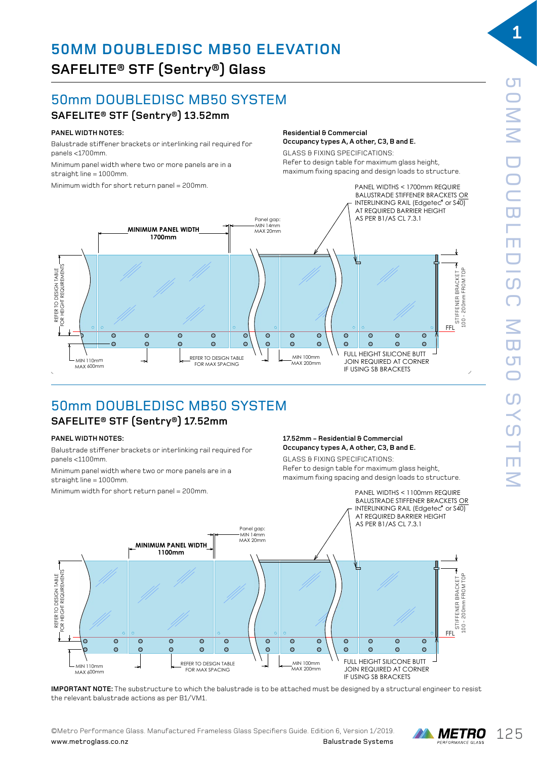# 50MM DOUBLEDISC MB50 ELEVATION

## SAFELITE® STF (Sentry®) Glass

## 50mm DOUBLEDISC MB50 SYSTEM

### SAFELITE® STF (Sentry®) 13.52mm

**PANEL WIDTH NOTES:**

Balustrade stiffener brackets or interlinking rail required for panels <1700mm.

Minimum panel width where two or more panels are in a straight line = 1000mm.

Minimum width for short return panel = 200mm.

**Residential & Commercial**
**Occupancy types A, A other, C3, B and E.**

GLASS & FIXING SPECIFICATIONS:
Refer to design table for maximum glass height, maximum fixing spacing and design loads to structure.

PANEL WIDTHS < 1700mm REQUIRE BALUSTRADE STIFFENER BRACKETS OR INTERLINKING RAIL (Edgetec* or S40) AT REQUIRED BARRIER HEIGHT AS PER B1/AS CL 7.3.1

**MINIMUM PANEL WIDTH 1700mm**

Panel gap: MIN 14mm MAX 20mm

REFER TO DESIGN TABLE FOR HEIGHT REQUIREMENTS

STIFFENER BRACKET 100 - 200mm FROM TOP

FFL

MIN 110mm MAX 600mm

REFER TO DESIGN TABLE FOR MAX SPACING

MIN 100mm MAX 200mm

FULL HEIGHT SILICONE BUTT JOIN REQUIRED AT CORNER IF USING SB BRACKETS

## 50mm DOUBLEDISC MB50 SYSTEM

### SAFELITE® STF (Sentry®) 17.52mm

**PANEL WIDTH NOTES:**

Balustrade stiffener brackets or interlinking rail required for panels <1100mm.

Minimum panel width where two or more panels are in a straight line = 1000mm.

Minimum width for short return panel = 200mm.

**17.52mm – Residential & Commercial**
**Occupancy types A, A other, C3, B and E.**

GLASS & FIXING SPECIFICATIONS:
Refer to design table for maximum glass height, maximum fixing spacing and design loads to structure.

PANEL WIDTHS < 1100mm REQUIRE BALUSTRADE STIFFENER BRACKETS OR INTERLINKING RAIL (Edgetec* or S40) AT REQUIRED BARRIER HEIGHT AS PER B1/AS CL 7.3.1

**MINIMUM PANEL WIDTH 1100mm**

Panel gap: MIN 14mm MAX 20mm

REFER TO DESIGN TABLE FOR HEIGHT REQUIREMENTS

STIFFENER BRACKET 100 - 200mm FROM TOP

FFL

MIN 110mm MAX 600mm

REFER TO DESIGN TABLE FOR MAX SPACING

MIN 100mm MAX 200mm

FULL HEIGHT SILICONE BUTT JOIN REQUIRED AT CORNER IF USING SB BRACKETS

**IMPORTANT NOTE:** The substructure to which the balustrade is to be attached must be designed by a structural engineer to resist the relevant balustrade actions as per B1/VM1.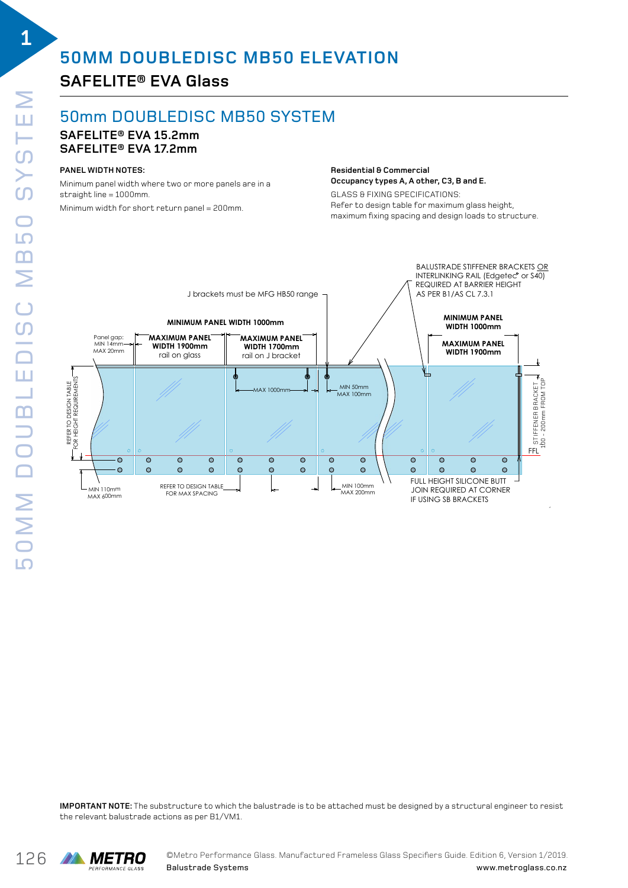# 50MM DOUBLEDISC MB50 ELEVATION

## SAFELITE® EVA Glass

## 50mm DOUBLEDISC MB50 SYSTEM

### SAFELITE® EVA 15.2mm
### SAFELITE® EVA 17.2mm

**PANEL WIDTH NOTES:**

Minimum panel width where two or more panels are in a straight line = 1000mm.

Minimum width for short return panel = 200mm.

**Residential & Commercial**
**Occupancy types A, A other, C3, B and E.**

GLASS & FIXING SPECIFICATIONS:
Refer to design table for maximum glass height, maximum fixing spacing and design loads to structure.

BALUSTRADE STIFFENER BRACKETS OR INTERLINKING RAIL (Edgetec® or S40) REQUIRED AT BARRIER HEIGHT AS PER B1/AS CL 7.3.1

J brackets must be MFG HB50 range

MINIMUM PANEL WIDTH 1000mm

MINIMUM PANEL WIDTH 1000mm

Panel gap: MIN 14mm MAX 20mm

MAXIMUM PANEL WIDTH 1900mm rail on glass

MAXIMUM PANEL WIDTH 1700mm rail on J bracket

MAXIMUM PANEL WIDTH 1900mm

MAX 1000mm

MIN 50mm MAX 100mm

REFER TO DESIGN TABLE FOR HEIGHT REQUIREMENTS

STIFFENER BRACKET 100 - 200mm FROM TOP

FFL

MIN 110mm MAX 600mm

REFER TO DESIGN TABLE FOR MAX SPACING

MIN 100mm MAX 200mm

FULL HEIGHT SILICONE BUTT JOIN REQUIRED AT CORNER IF USING SB BRACKETS

**IMPORTANT NOTE:** The substructure to which the balustrade is to be attached must be designed by a structural engineer to resist the relevant balustrade actions as per B1/VM1.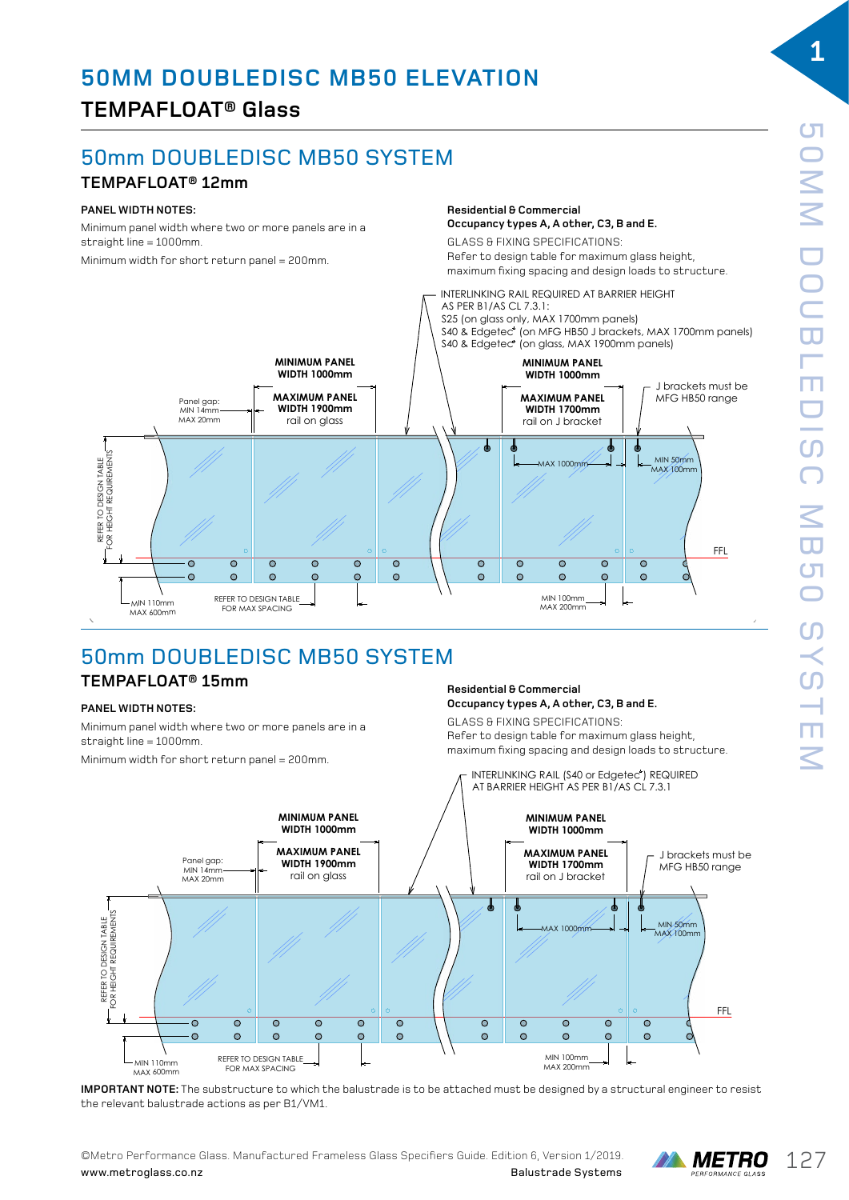# 50MM DOUBLEDISC MB50 ELEVATION

## TEMPAFLOAT® Glass

## 50mm DOUBLEDISC MB50 SYSTEM

### TEMPAFLOAT® 12mm

**PANEL WIDTH NOTES:**

Minimum panel width where two or more panels are in a straight line = 1000mm.

Minimum width for short return panel = 200mm.

**Residential & Commercial**
**Occupancy types A, A other, C3, B and E.**

GLASS & FIXING SPECIFICATIONS:
Refer to design table for maximum glass height, maximum fixing spacing and design loads to structure.

INTERLINKING RAIL REQUIRED AT BARRIER HEIGHT AS PER B1/AS CL 7.3.1:
S25 (on glass only, MAX 1700mm panels)
S40 & Edgetec* (on MFG HB50 J brackets, MAX 1700mm panels)
S40 & Edgetec* (on glass, MAX 1900mm panels)

**MINIMUM PANEL WIDTH 1000mm**

**MAXIMUM PANEL WIDTH 1900mm** rail on glass

**MAXIMUM PANEL WIDTH 1700mm** rail on J bracket

J brackets must be MFG HB50 range

Panel gap: MIN 14mm MAX 20mm

MAX 1000mm

MIN 50mm MAX 100mm

FFL

REFER TO DESIGN TABLE FOR HEIGHT REQUIREMENTS

MIN 110mm MAX 600mm

REFER TO DESIGN TABLE FOR MAX SPACING

MIN 100mm MAX 200mm

## 50mm DOUBLEDISC MB50 SYSTEM

### TEMPAFLOAT® 15mm

**PANEL WIDTH NOTES:**

Minimum panel width where two or more panels are in a straight line = 1000mm.

Minimum width for short return panel = 200mm.

**Residential & Commercial**
**Occupancy types A, A other, C3, B and E.**

GLASS & FIXING SPECIFICATIONS:
Refer to design table for maximum glass height, maximum fixing spacing and design loads to structure.

INTERLINKING RAIL (S40 or Edgetec*) REQUIRED AT BARRIER HEIGHT AS PER B1/AS CL 7.3.1

**MINIMUM PANEL WIDTH 1000mm**

**MAXIMUM PANEL WIDTH 1900mm** rail on glass

**MAXIMUM PANEL WIDTH 1700mm** rail on J bracket

J brackets must be MFG HB50 range

Panel gap: MIN 14mm MAX 20mm

MAX 1000mm

MIN 50mm MAX 100mm

FFL

REFER TO DESIGN TABLE FOR HEIGHT REQUIREMENTS

MIN 110mm MAX 600mm

REFER TO DESIGN TABLE FOR MAX SPACING

MIN 100mm MAX 200mm

**IMPORTANT NOTE:** The substructure to which the balustrade is to be attached must be designed by a structural engineer to resist the relevant balustrade actions as per B1/VM1.

©Metro Performance Glass. Manufactured Frameless Glass Specifiers Guide. Edition 6, Version 1/2019.
www.metroglass.co.nz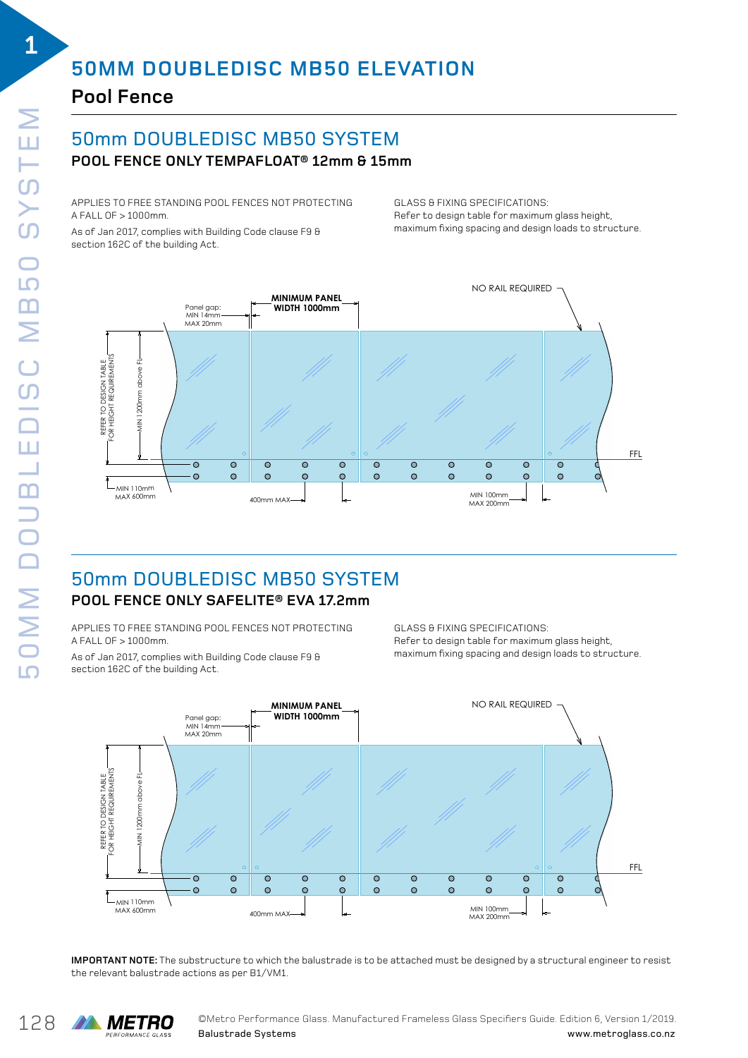# 50MM DOUBLEDISC MB50 ELEVATION

## Pool Fence

## 50mm DOUBLEDISC MB50 SYSTEM

### POOL FENCE ONLY TEMPAFLOAT® 12mm & 15mm

APPLIES TO FREE STANDING POOL FENCES NOT PROTECTING A FALL OF > 1000mm.

As of Jan 2017, complies with Building Code clause F9 & section 162C of the building Act.

GLASS & FIXING SPECIFICATIONS:
Refer to design table for maximum glass height, maximum fixing spacing and design loads to structure.

MINIMUM PANEL WIDTH 1000mm

Panel gap: MIN 14mm MAX 20mm

NO RAIL REQUIRED

REFER TO DESIGN TABLE FOR HEIGHT REQUIREMENTS

MIN 1200mm above FL

FFL

MIN 110mm MAX 600mm

400mm MAX

MIN 100mm MAX 200mm

## 50mm DOUBLEDISC MB50 SYSTEM

### POOL FENCE ONLY SAFELITE® EVA 17.2mm

APPLIES TO FREE STANDING POOL FENCES NOT PROTECTING A FALL OF > 1000mm.

As of Jan 2017, complies with Building Code clause F9 & section 162C of the building Act.

GLASS & FIXING SPECIFICATIONS:
Refer to design table for maximum glass height, maximum fixing spacing and design loads to structure.

MINIMUM PANEL WIDTH 1000mm

Panel gap: MIN 14mm MAX 20mm

NO RAIL REQUIRED

REFER TO DESIGN TABLE FOR HEIGHT REQUIREMENTS

MIN 1200mm above FL

FFL

MIN 110mm MAX 600mm

400mm MAX

MIN 100mm MAX 200mm

**IMPORTANT NOTE:** The substructure to which the balustrade is to be attached must be designed by a structural engineer to resist the relevant balustrade actions as per B1/VM1.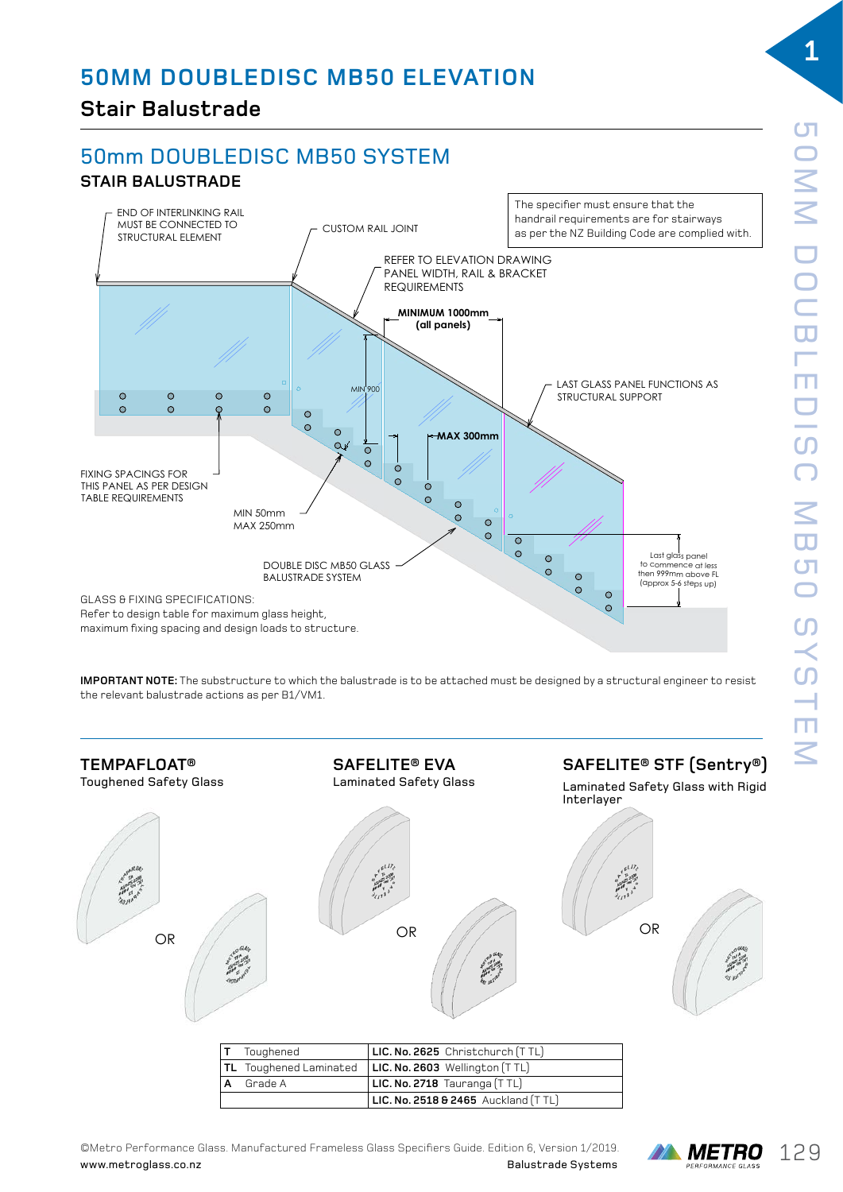# 50MM DOUBLEDISC MB50 ELEVATION

## Stair Balustrade

## 50mm DOUBLEDISC MB50 SYSTEM

### STAIR BALUSTRADE

The specifier must ensure that the handrail requirements are for stairways as per the NZ Building Code are complied with.

END OF INTERLINKING RAIL MUST BE CONNECTED TO STRUCTURAL ELEMENT

CUSTOM RAIL JOINT

REFER TO ELEVATION DRAWING PANEL WIDTH, RAIL & BRACKET REQUIREMENTS

MINIMUM 1000mm (all panels)

MIN 900

MAX 300mm

LAST GLASS PANEL FUNCTIONS AS STRUCTURAL SUPPORT

FIXING SPACINGS FOR THIS PANEL AS PER DESIGN TABLE REQUIREMENTS

MIN 50mm
MAX 250mm

DOUBLE DISC MB50 GLASS BALUSTRADE SYSTEM

Last glass panel to commence at less then 999mm above FL (approx 5-6 steps up)

GLASS & FIXING SPECIFICATIONS:
Refer to design table for maximum glass height, maximum fixing spacing and design loads to structure.

**IMPORTANT NOTE:** The substructure to which the balustrade is to be attached must be designed by a structural engineer to resist the relevant balustrade actions as per B1/VM1.

### TEMPAFLOAT®
Toughened Safety Glass

OR

### SAFELITE® EVA
Laminated Safety Glass

OR

### SAFELITE® STF (Sentry®)
Laminated Safety Glass with Rigid Interlayer

OR

| | | |
|---|---|---|
| T | Toughened | **LIC. No. 2625** Christchurch (T TL) |
| TL | Toughened Laminated | **LIC. No. 2603** Wellington (T TL) |
| A | Grade A | **LIC. No. 2718** Tauranga (T TL) |
| | | **LIC. No. 2518 & 2465** Auckland (T TL) |

©Metro Performance Glass. Manufactured Frameless Glass Specifiers Guide. Edition 6, Version 1/2019.
www.metroglass.co.nz
Balustrade Systems